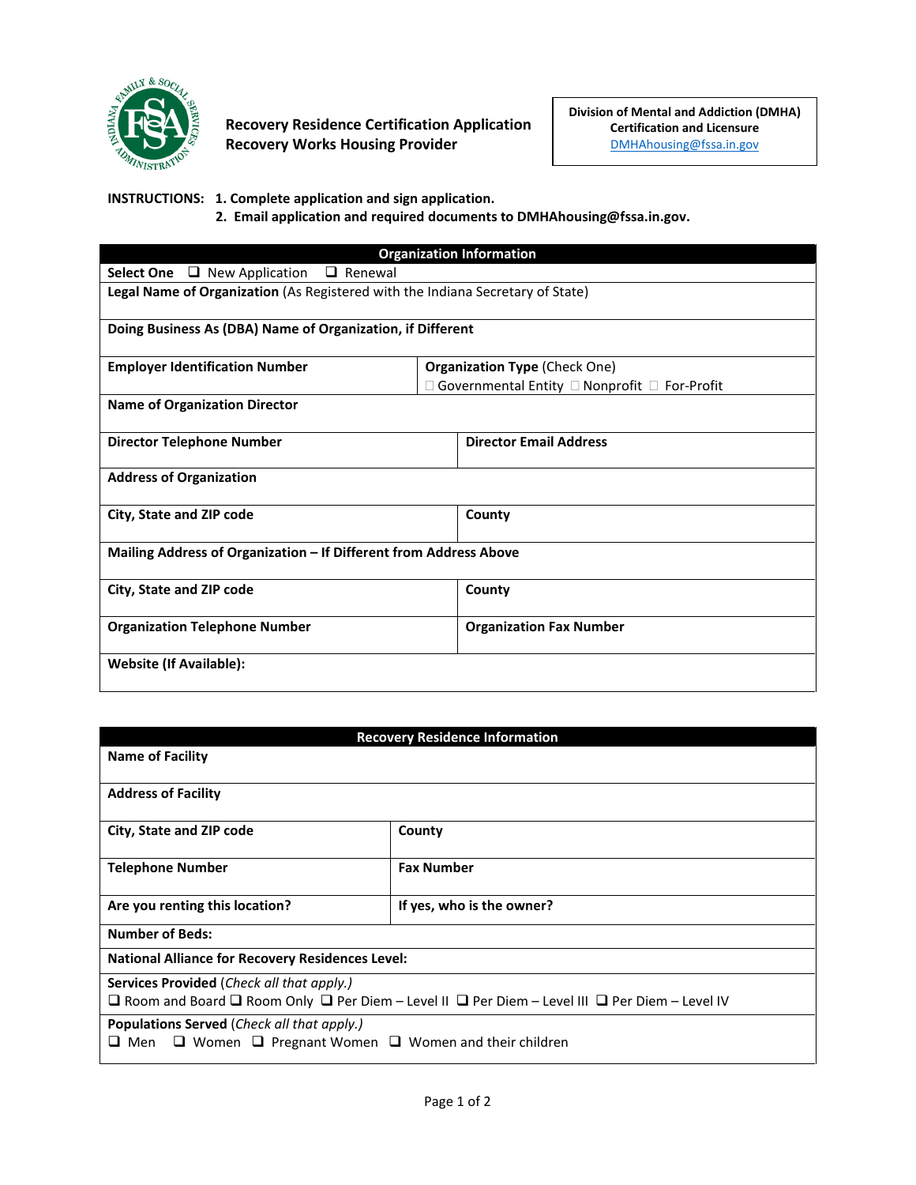**Recovery Residence Certification Application**
**Recovery Works Housing Provider**

**Division of Mental and Addiction (DMHA)**
**Certification and Licensure**
DMHAhousing@fssa.in.gov

**INSTRUCTIONS:**
1. **Complete application and sign application.**
2. **Email application and required documents to DMHAhousing@fssa.in.gov.**

| **Organization Information** | |
|---|---|
| **Select One** ❑ New Application ❑ Renewal | |
| **Legal Name of Organization** (As Registered with the Indiana Secretary of State) | |
| **Doing Business As (DBA) Name of Organization, if Different** | |
| **Employer Identification Number** | **Organization Type** (Check One) ☐ Governmental Entity ☐ Nonprofit ☐ For-Profit |
| **Name of Organization Director** | |
| **Director Telephone Number** | **Director Email Address** |
| **Address of Organization** | |
| **City, State and ZIP code** | **County** |
| **Mailing Address of Organization – If Different from Address Above** | |
| **City, State and ZIP code** | **County** |
| **Organization Telephone Number** | **Organization Fax Number** |
| **Website (If Available):** | |

| **Recovery Residence Information** | |
|---|---|
| **Name of Facility** | |
| **Address of Facility** | |
| **City, State and ZIP code** | **County** |
| **Telephone Number** | **Fax Number** |
| **Are you renting this location?** | **If yes, who is the owner?** |
| **Number of Beds:** | |
| **National Alliance for Recovery Residences Level:** | |
| **Services Provided** (*Check all that apply.*) ❑ Room and Board ❑ Room Only ❑ Per Diem – Level II ❑ Per Diem – Level III ❑ Per Diem – Level IV | |
| **Populations Served** (*Check all that apply.*) ❑ Men ❑ Women ❑ Pregnant Women ❑ Women and their children | |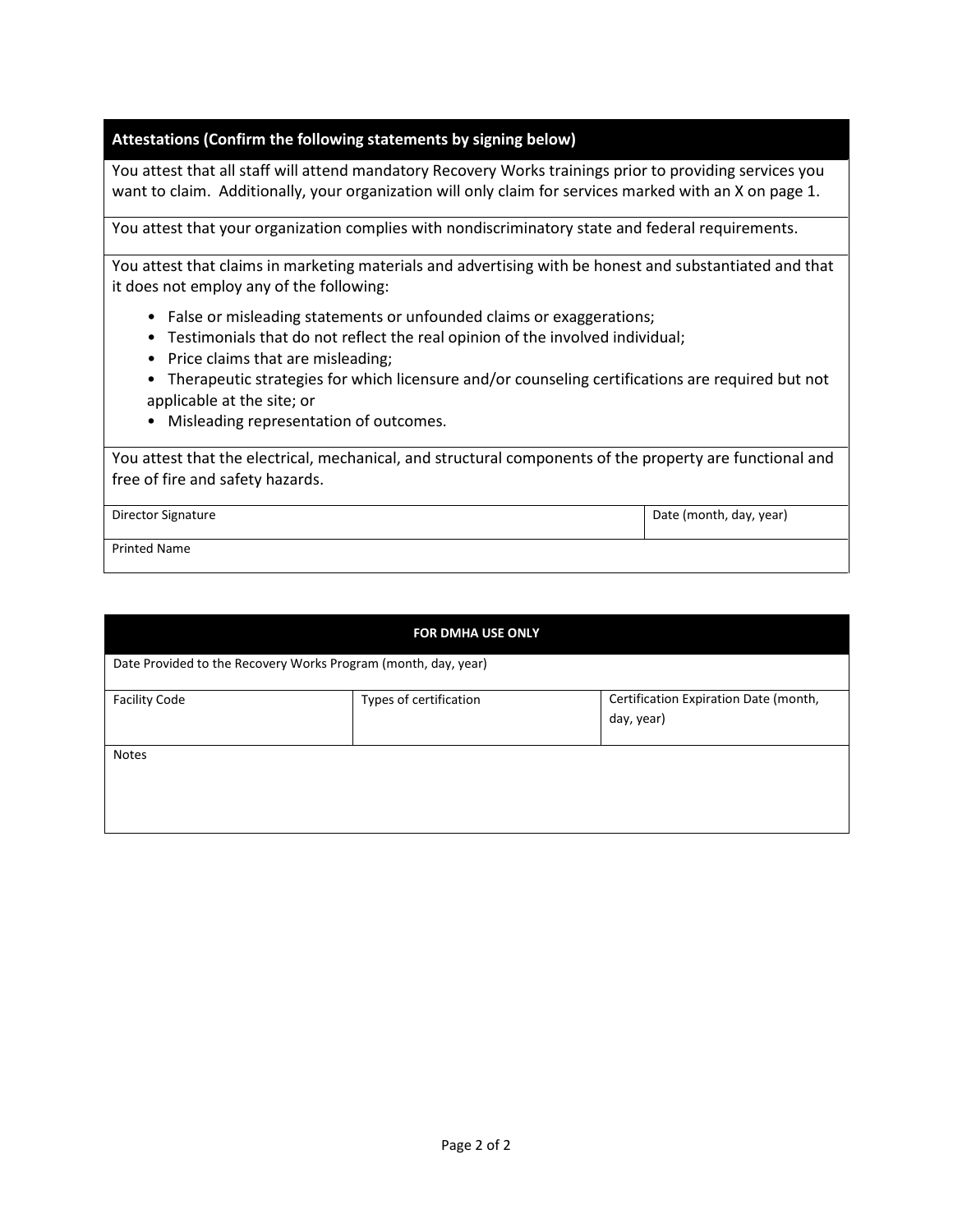## Attestations (Confirm the following statements by signing below)

You attest that all staff will attend mandatory Recovery Works trainings prior to providing services you want to claim. Additionally, your organization will only claim for services marked with an X on page 1.

You attest that your organization complies with nondiscriminatory state and federal requirements.

You attest that claims in marketing materials and advertising with be honest and substantiated and that it does not employ any of the following:

- False or misleading statements or unfounded claims or exaggerations;
- Testimonials that do not reflect the real opinion of the involved individual;
- Price claims that are misleading;
- Therapeutic strategies for which licensure and/or counseling certifications are required but not applicable at the site; or
- Misleading representation of outcomes.

You attest that the electrical, mechanical, and structural components of the property are functional and free of fire and safety hazards.

| | |
|---|---|
| Director Signature | Date (month, day, year) |
| Printed Name | |

| FOR DMHA USE ONLY | | |
|---|---|---|
| Date Provided to the Recovery Works Program (month, day, year) | | |
| Facility Code | Types of certification | Certification Expiration Date (month, day, year) |
| Notes | | |